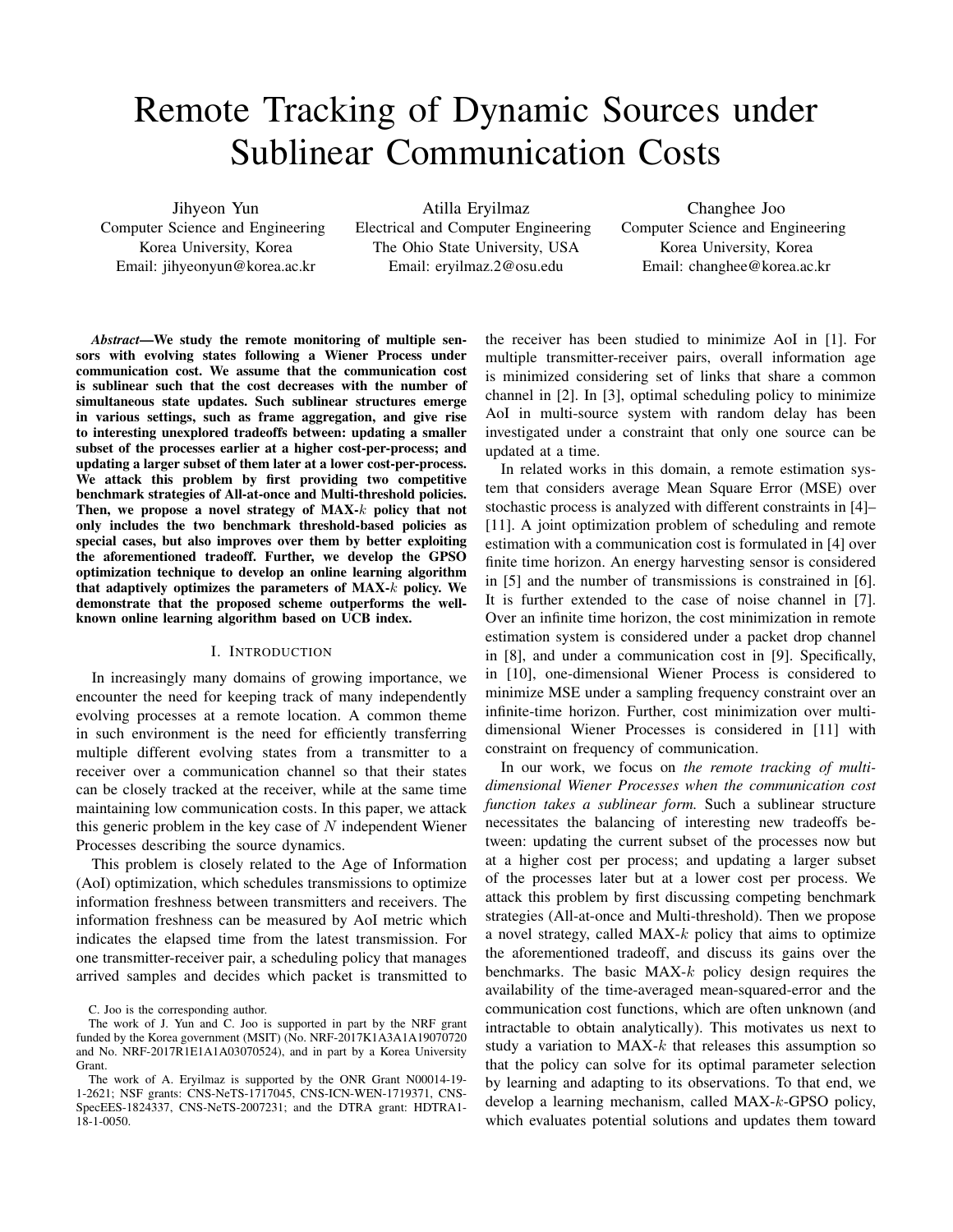# Remote Tracking of Dynamic Sources under Sublinear Communication Costs

Jihyeon Yun
Computer Science and Engineering
Korea University, Korea
Email: jihyeonyun@korea.ac.kr

Atilla Eryilmaz
Electrical and Computer Engineering
The Ohio State University, USA
Email: eryilmaz.2@osu.edu

Changhee Joo
Computer Science and Engineering
Korea University, Korea
Email: changhee@korea.ac.kr

***Abstract*—We study the remote monitoring of multiple sensors with evolving states following a Wiener Process under communication cost. We assume that the communication cost is sublinear such that the cost decreases with the number of simultaneous state updates. Such sublinear structures emerge in various settings, such as frame aggregation, and give rise to interesting unexplored tradeoffs between: updating a smaller subset of the processes earlier at a higher cost-per-process; and updating a larger subset of them later at a lower cost-per-process. We attack this problem by first providing two competitive benchmark strategies of All-at-once and Multi-threshold policies. Then, we propose a novel strategy of MAX-$k$ policy that not only includes the two benchmark threshold-based policies as special cases, but also improves over them by better exploiting the aforementioned tradeoff. Further, we develop the GPSO optimization technique to develop an online learning algorithm that adaptively optimizes the parameters of MAX-$k$ policy. We demonstrate that the proposed scheme outperforms the well-known online learning algorithm based on UCB index.**

## I. Introduction

In increasingly many domains of growing importance, we encounter the need for keeping track of many independently evolving processes at a remote location. A common theme in such environment is the need for efficiently transferring multiple different evolving states from a transmitter to a receiver over a communication channel so that their states can be closely tracked at the receiver, while at the same time maintaining low communication costs. In this paper, we attack this generic problem in the key case of $N$ independent Wiener Processes describing the source dynamics.

This problem is closely related to the Age of Information (AoI) optimization, which schedules transmissions to optimize information freshness between transmitters and receivers. The information freshness can be measured by AoI metric which indicates the elapsed time from the latest transmission. For one transmitter-receiver pair, a scheduling policy that manages arrived samples and decides which packet is transmitted to the receiver has been studied to minimize AoI in [1]. For multiple transmitter-receiver pairs, overall information age is minimized considering set of links that share a common channel in [2]. In [3], optimal scheduling policy to minimize AoI in multi-source system with random delay has been investigated under a constraint that only one source can be updated at a time.

In related works in this domain, a remote estimation system that considers average Mean Square Error (MSE) over stochastic process is analyzed with different constraints in [4]–[11]. A joint optimization problem of scheduling and remote estimation with a communication cost is formulated in [4] over finite time horizon. An energy harvesting sensor is considered in [5] and the number of transmissions is constrained in [6]. It is further extended to the case of noise channel in [7]. Over an infinite time horizon, the cost minimization in remote estimation system is considered under a packet drop channel in [8], and under a communication cost in [9]. Specifically, in [10], one-dimensional Wiener Process is considered to minimize MSE under a sampling frequency constraint over an infinite-time horizon. Further, cost minimization over multi-dimensional Wiener Processes is considered in [11] with constraint on frequency of communication.

In our work, we focus on *the remote tracking of multi-dimensional Wiener Processes when the communication cost function takes a sublinear form.* Such a sublinear structure necessitates the balancing of interesting new tradeoffs between: updating the current subset of the processes now but at a higher cost per process; and updating a larger subset of the processes later but at a lower cost per process. We attack this problem by first discussing competing benchmark strategies (All-at-once and Multi-threshold). Then we propose a novel strategy, called MAX-$k$ policy that aims to optimize the aforementioned tradeoff, and discuss its gains over the benchmarks. The basic MAX-$k$ policy design requires the availability of the time-averaged mean-squared-error and the communication cost functions, which are often unknown (and intractable to obtain analytically). This motivates us next to study a variation to MAX-$k$ that releases this assumption so that the policy can solve for its optimal parameter selection by learning and adapting to its observations. To that end, we develop a learning mechanism, called MAX-$k$-GPSO policy, which evaluates potential solutions and updates them toward

C. Joo is the corresponding author.

The work of J. Yun and C. Joo is supported in part by the NRF grant funded by the Korea government (MSIT) (No. NRF-2017K1A3A1A19070720 and No. NRF-2017R1E1A1A03070524), and in part by a Korea University Grant.

The work of A. Eryilmaz is supported by the ONR Grant N00014-19-1-2621; NSF grants: CNS-NeTS-1717045, CNS-ICN-WEN-1719371, CNS-SpecEES-1824337, CNS-NeTS-2007231; and the DTRA grant: HDTRA1-18-1-0050.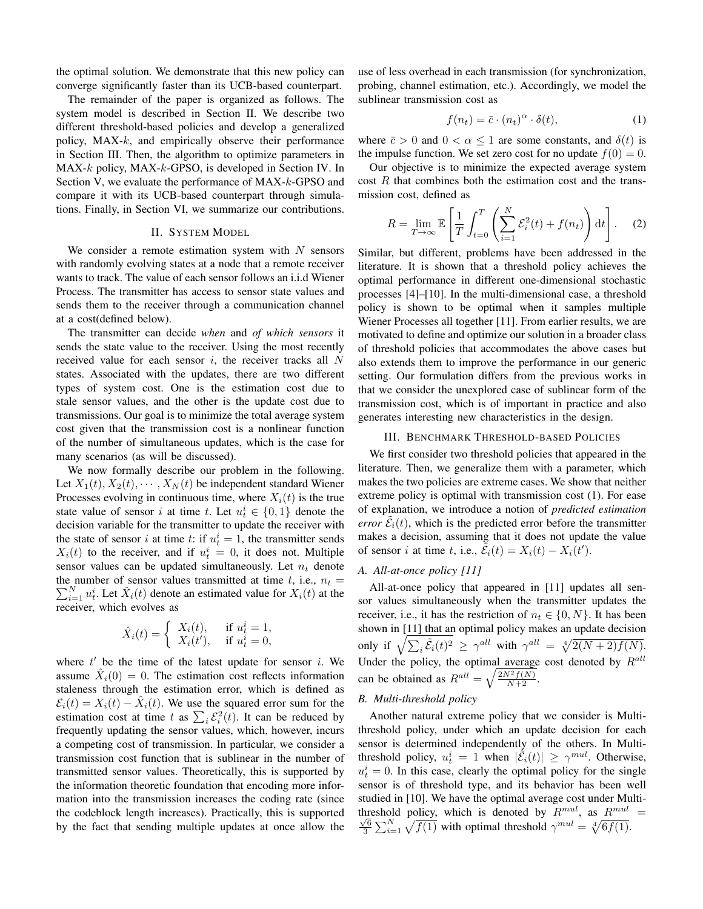the optimal solution. We demonstrate that this new policy can converge significantly faster than its UCB-based counterpart.

The remainder of the paper is organized as follows. The system model is described in Section II. We describe two different threshold-based policies and develop a generalized policy, MAX-$k$, and empirically observe their performance in Section III. Then, the algorithm to optimize parameters in MAX-$k$ policy, MAX-$k$-GPSO, is developed in Section IV. In Section V, we evaluate the performance of MAX-$k$-GPSO and compare it with its UCB-based counterpart through simulations. Finally, in Section VI, we summarize our contributions.

## II. System Model

We consider a remote estimation system with $N$ sensors with randomly evolving states at a node that a remote receiver wants to track. The value of each sensor follows an i.i.d Wiener Process. The transmitter has access to sensor state values and sends them to the receiver through a communication channel at a cost(defined below).

The transmitter can decide *when* and *of which sensors* it sends the state value to the receiver. Using the most recently received value for each sensor $i$, the receiver tracks all $N$ states. Associated with the updates, there are two different types of system cost. One is the estimation cost due to stale sensor values, and the other is the update cost due to transmissions. Our goal is to minimize the total average system cost given that the transmission cost is a nonlinear function of the number of simultaneous updates, which is the case for many scenarios (as will be discussed).

We now formally describe our problem in the following. Let $X_1(t), X_2(t), \cdots, X_N(t)$ be independent standard Wiener Processes evolving in continuous time, where $X_i(t)$ is the true state value of sensor $i$ at time $t$. Let $u_t^i \in \{0,1\}$ denote the decision variable for the transmitter to update the receiver with the state of sensor $i$ at time $t$: if $u_t^i = 1$, the transmitter sends $X_i(t)$ to the receiver, and if $u_t^i = 0$, it does not. Multiple sensor values can be updated simultaneously. Let $n_t$ denote the number of sensor values transmitted at time $t$, i.e., $n_t = \sum_{i=1}^N u_t^i$. Let $\hat{X}_i(t)$ denote an estimated value for $X_i(t)$ at the receiver, which evolves as

$$\hat{X}_i(t) = \begin{cases} X_i(t), & \text{if } u_t^i = 1, \\ X_i(t'), & \text{if } u_t^i = 0, \end{cases}$$

where $t'$ be the time of the latest update for sensor $i$. We assume $\hat{X}_i(0) = 0$. The estimation cost reflects information staleness through the estimation error, which is defined as $\mathcal{E}_i(t) = X_i(t) - \hat{X}_i(t)$. We use the squared error sum for the estimation cost at time $t$ as $\sum_i \mathcal{E}_i^2(t)$. It can be reduced by frequently updating the sensor values, which, however, incurs a competing cost of transmission. In particular, we consider a transmission cost function that is sublinear in the number of transmitted sensor values. Theoretically, this is supported by the information theoretic foundation that encoding more information into the transmission increases the coding rate (since the codeblock length increases). Practically, this is supported by the fact that sending multiple updates at once allow the use of less overhead in each transmission (for synchronization, probing, channel estimation, etc.). Accordingly, we model the sublinear transmission cost as

$$f(n_t) = \bar{c} \cdot (n_t)^\alpha \cdot \delta(t), \tag{1}$$

where $\bar{c} > 0$ and $0 < \alpha \leq 1$ are some constants, and $\delta(t)$ is the impulse function. We set zero cost for no update $f(0) = 0$.

Our objective is to minimize the expected average system cost $R$ that combines both the estimation cost and the transmission cost, defined as

$$R = \lim_{T\to\infty} \mathbb{E}\left[\frac{1}{T}\int_{t=0}^{T}\left(\sum_{i=1}^{N}\mathcal{E}_i^2(t) + f(n_t)\right)\mathrm{d}t\right]. \tag{2}$$

Similar, but different, problems have been addressed in the literature. It is shown that a threshold policy achieves the optimal performance in different one-dimensional stochastic processes [4]–[10]. In the multi-dimensional case, a threshold policy is shown to be optimal when it samples multiple Wiener Processes all together [11]. From earlier results, we are motivated to define and optimize our solution in a broader class of threshold policies that accommodates the above cases but also extends them to improve the performance in our generic setting. Our formulation differs from the previous works in that we consider the unexplored case of sublinear form of the transmission cost, which is of important in practice and also generates interesting new characteristics in the design.

## III. Benchmark Threshold-based Policies

We first consider two threshold policies that appeared in the literature. Then, we generalize them with a parameter, which makes the two policies are extreme cases. We show that neither extreme policy is optimal with transmission cost (1). For ease of explanation, we introduce a notion of *predicted estimation error* $\tilde{\mathcal{E}}_i(t)$, which is the predicted error before the transmitter makes a decision, assuming that it does not update the value of sensor $i$ at time $t$, i.e., $\tilde{\mathcal{E}}_i(t) = X_i(t) - X_i(t')$.

### A. All-at-once policy [11]

All-at-once policy that appeared in [11] updates all sensor values simultaneously when the transmitter updates the receiver, i.e., it has the restriction of $n_t \in \{0, N\}$. It has been shown in [11] that an optimal policy makes an update decision only if $\sqrt{\sum_i \tilde{\mathcal{E}}_i(t)^2} \geq \gamma^{all}$ with $\gamma^{all} = \sqrt[4]{2(N+2)f(N)}$. Under the policy, the optimal average cost denoted by $R^{all}$ can be obtained as $R^{all} = \sqrt{\frac{2N^2 f(N)}{N+2}}$.

### B. Multi-threshold policy

Another natural extreme policy that we consider is Multi-threshold policy, under which an update decision for each sensor is determined independently of the others. In Multi-threshold policy, $u_t^i = 1$ when $|\tilde{\mathcal{E}}_i(t)| \geq \gamma^{mul}$. Otherwise, $u_t^i = 0$. In this case, clearly the optimal policy for the single sensor is of threshold type, and its behavior has been well studied in [10]. We have the optimal average cost under Multi-threshold policy, which is denoted by $R^{mul}$, as $R^{mul} = \frac{\sqrt{6}}{3}\sum_{i=1}^N \sqrt{f(1)}$ with optimal threshold $\gamma^{mul} = \sqrt[4]{6f(1)}$.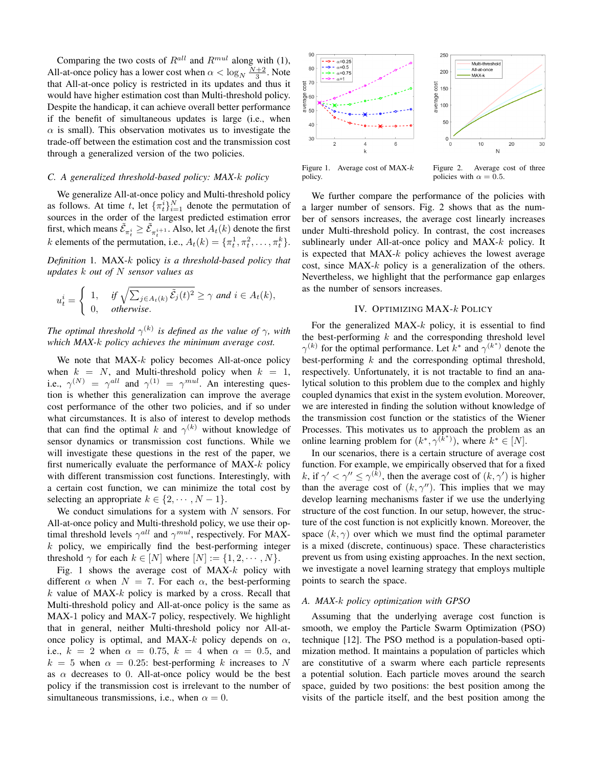Comparing the two costs of $R^{all}$ and $R^{mul}$ along with (1), All-at-once policy has a lower cost when $\alpha < \log_N \frac{N+2}{3}$. Note that All-at-once policy is restricted in its updates and thus it would have higher estimation cost than Multi-threshold policy. Despite the handicap, it can achieve overall better performance if the benefit of simultaneous updates is large (i.e., when $\alpha$ is small). This observation motivates us to investigate the trade-off between the estimation cost and the transmission cost through a generalized version of the two policies.

### C. A generalized threshold-based policy: MAX-$k$ policy

We generalize All-at-once policy and Multi-threshold policy as follows. At time $t$, let $\{\pi_t^i\}_{i=1}^N$ denote the permutation of sources in the order of the largest predicted estimation error first, which means $\tilde{\mathcal{E}}_{\pi_t^i} \geq \tilde{\mathcal{E}}_{\pi_t^{i+1}}$. Also, let $A_t(k)$ denote the first $k$ elements of the permutation, i.e., $A_t(k) = \{\pi_t^1, \pi_t^2, \ldots, \pi_t^k\}$.

*Definition 1.* MAX-$k$ policy *is a threshold-based policy that updates $k$ out of $N$ sensor values as*

$$u_t^i = \begin{cases} 1, & \text{if } \sqrt{\sum_{j \in A_t(k)} \tilde{\mathcal{E}}_j(t)^2} \geq \gamma \text{ and } i \in A_t(k), \\ 0, & \text{otherwise.} \end{cases}$$

*The optimal threshold $\gamma^{(k)}$ is defined as the value of $\gamma$, with which MAX-$k$ policy achieves the minimum average cost.*

We note that MAX-$k$ policy becomes All-at-once policy when $k = N$, and Multi-threshold policy when $k = 1$, i.e., $\gamma^{(N)} = \gamma^{all}$ and $\gamma^{(1)} = \gamma^{mul}$. An interesting question is whether this generalization can improve the average cost performance of the other two policies, and if so under what circumstances. It is also of interest to develop methods that can find the optimal $k$ and $\gamma^{(k)}$ without knowledge of sensor dynamics or transmission cost functions. While we will investigate these questions in the rest of the paper, we first numerically evaluate the performance of MAX-$k$ policy with different transmission cost functions. Interestingly, with a certain cost function, we can minimize the total cost by selecting an appropriate $k \in \{2, \cdots, N-1\}$.

We conduct simulations for a system with $N$ sensors. For All-at-once policy and Multi-threshold policy, we use their optimal threshold levels $\gamma^{all}$ and $\gamma^{mul}$, respectively. For MAX-$k$ policy, we empirically find the best-performing integer threshold $\gamma$ for each $k \in [N]$ where $[N] := \{1, 2, \cdots, N\}$.

Fig. 1 shows the average cost of MAX-$k$ policy with different $\alpha$ when $N = 7$. For each $\alpha$, the best-performing $k$ value of MAX-$k$ policy is marked by a cross. Recall that Multi-threshold policy and All-at-once policy is the same as MAX-1 policy and MAX-7 policy, respectively. We highlight that in general, neither Multi-threshold policy nor All-at-once policy is optimal, and MAX-$k$ policy depends on $\alpha$, i.e., $k = 2$ when $\alpha = 0.75$, $k = 4$ when $\alpha = 0.5$, and $k = 5$ when $\alpha = 0.25$: best-performing $k$ increases to $N$ as $\alpha$ decreases to 0. All-at-once policy would be the best policy if the transmission cost is irrelevant to the number of simultaneous transmissions, i.e., when $\alpha = 0$.

Figure 1. Average cost of MAX-$k$ policy.

Figure 2. Average cost of three policies with $\alpha = 0.5$.

We further compare the performance of the policies with a larger number of sensors. Fig. 2 shows that as the number of sensors increases, the average cost linearly increases under Multi-threshold policy. In contrast, the cost increases sublinearly under All-at-once policy and MAX-$k$ policy. It is expected that MAX-$k$ policy achieves the lowest average cost, since MAX-$k$ policy is a generalization of the others. Nevertheless, we highlight that the performance gap enlarges as the number of sensors increases.

## IV. Optimizing MAX-$k$ Policy

For the generalized MAX-$k$ policy, it is essential to find the best-performing $k$ and the corresponding threshold level $\gamma^{(k)}$ for the optimal performance. Let $k^*$ and $\gamma^{(k^*)}$ denote the best-performing $k$ and the corresponding optimal threshold, respectively. Unfortunately, it is not tractable to find an analytical solution to this problem due to the complex and highly coupled dynamics that exist in the system evolution. Moreover, we are interested in finding the solution without knowledge of the transmission cost function or the statistics of the Wiener Processes. This motivates us to approach the problem as an online learning problem for $(k^*, \gamma^{(k^*)})$, where $k^* \in [N]$.

In our scenarios, there is a certain structure of average cost function. For example, we empirically observed that for a fixed $k$, if $\gamma' < \gamma'' \leq \gamma^{(k)}$, then the average cost of $(k, \gamma')$ is higher than the average cost of $(k, \gamma'')$. This implies that we may develop learning mechanisms faster if we use the underlying structure of the cost function. In our setup, however, the structure of the cost function is not explicitly known. Moreover, the space $(k, \gamma)$ over which we must find the optimal parameter is a mixed (discrete, continuous) space. These characteristics prevent us from using existing approaches. In the next section, we investigate a novel learning strategy that employs multiple points to search the space.

### A. MAX-$k$ policy optimization with GPSO

Assuming that the underlying average cost function is smooth, we employ the Particle Swarm Optimization (PSO) technique [12]. The PSO method is a population-based optimization method. It maintains a population of particles which are constitutive of a swarm where each particle represents a potential solution. Each particle moves around the search space, guided by two positions: the best position among the visits of the particle itself, and the best position among the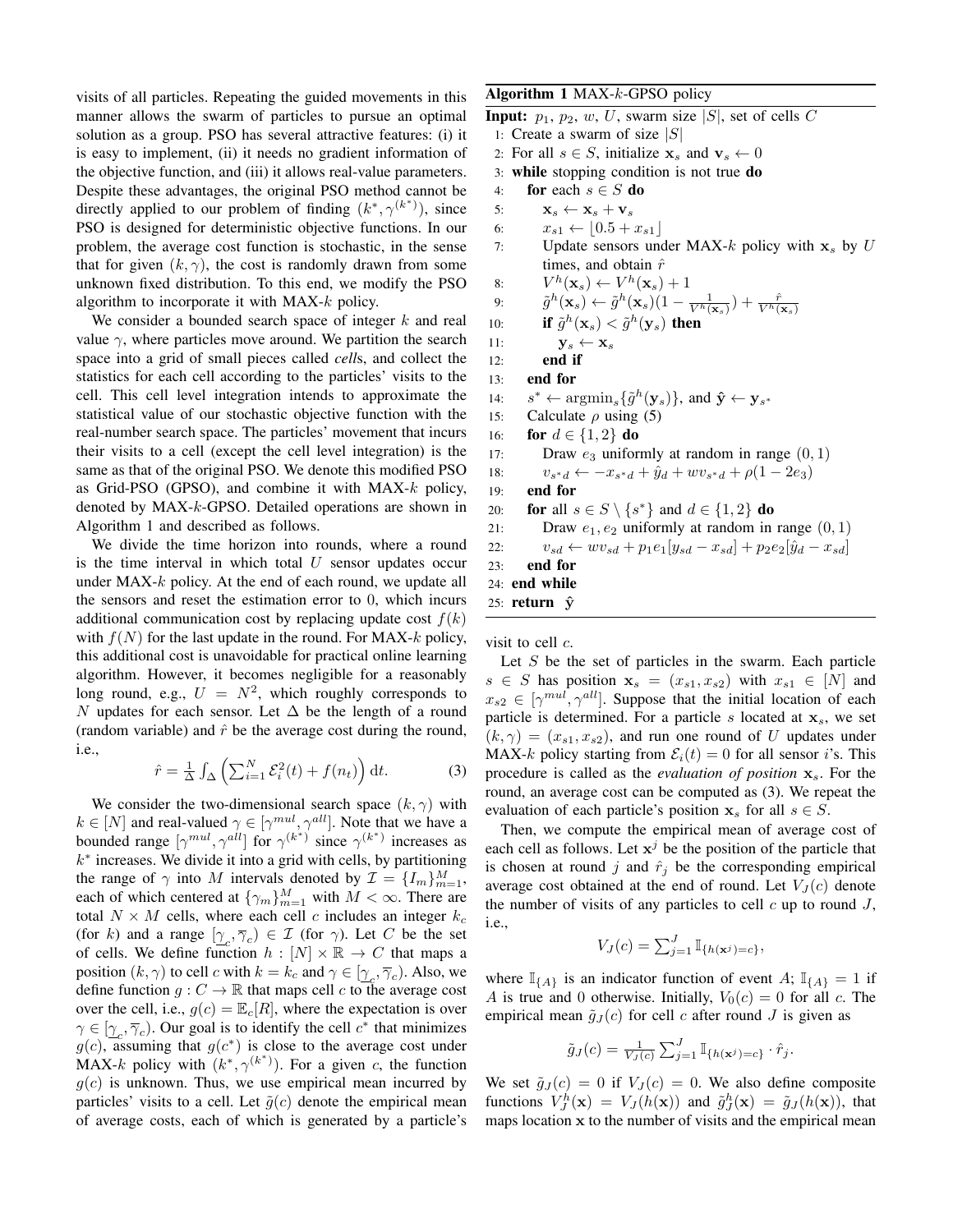visits of all particles. Repeating the guided movements in this manner allows the swarm of particles to pursue an optimal solution as a group. PSO has several attractive features: (i) it is easy to implement, (ii) it needs no gradient information of the objective function, and (iii) it allows real-value parameters. Despite these advantages, the original PSO method cannot be directly applied to our problem of finding $(k^*, \gamma^{(k^*)})$, since PSO is designed for deterministic objective functions. In our problem, the average cost function is stochastic, in the sense that for given $(k, \gamma)$, the cost is randomly drawn from some unknown fixed distribution. To this end, we modify the PSO algorithm to incorporate it with MAX-$k$ policy.

We consider a bounded search space of integer $k$ and real value $\gamma$, where particles move around. We partition the search space into a grid of small pieces called *cell*s, and collect the statistics for each cell according to the particles' visits to the cell. This cell level integration intends to approximate the statistical value of our stochastic objective function with the real-number search space. The particles' movement that incurs their visits to a cell (except the cell level integration) is the same as that of the original PSO. We denote this modified PSO as Grid-PSO (GPSO), and combine it with MAX-$k$ policy, denoted by MAX-$k$-GPSO. Detailed operations are shown in Algorithm 1 and described as follows.

We divide the time horizon into rounds, where a round is the time interval in which total $U$ sensor updates occur under MAX-$k$ policy. At the end of each round, we update all the sensors and reset the estimation error to 0, which incurs additional communication cost by replacing update cost $f(k)$ with $f(N)$ for the last update in the round. For MAX-$k$ policy, this additional cost is unavoidable for practical online learning algorithm. However, it becomes negligible for a reasonably long round, e.g., $U = N^2$, which roughly corresponds to $N$ updates for each sensor. Let $\Delta$ be the length of a round (random variable) and $\hat{r}$ be the average cost during the round, i.e.,

$$\hat{r} = \frac{1}{\Delta} \int_{\Delta} \left( \sum_{i=1}^{N} \mathcal{E}_i^2(t) + f(n_t) \right) \mathrm{d}t. \tag{3}$$

We consider the two-dimensional search space $(k, \gamma)$ with $k \in [N]$ and real-valued $\gamma \in [\gamma^{mul}, \gamma^{all}]$. Note that we have a bounded range $[\gamma^{mul}, \gamma^{all}]$ for $\gamma^{(k^*)}$ since $\gamma^{(k^*)}$ increases as $k^*$ increases. We divide it into a grid with cells, by partitioning the range of $\gamma$ into $M$ intervals denoted by $\mathcal{I} = \{I_m\}_{m=1}^{M}$, each of which centered at $\{\gamma_m\}_{m=1}^{M}$ with $M < \infty$. There are total $N \times M$ cells, where each cell $c$ includes an integer $k_c$ (for $k$) and a range $[\underline{\gamma}_c, \overline{\gamma}_c) \in \mathcal{I}$ (for $\gamma$). Let $C$ be the set of cells. We define function $h : [N] \times \mathbb{R} \to C$ that maps a position $(k, \gamma)$ to cell $c$ with $k = k_c$ and $\gamma \in [\underline{\gamma}_c, \overline{\gamma}_c)$. Also, we define function $g : C \to \mathbb{R}$ that maps cell $c$ to the average cost over the cell, i.e., $g(c) = \mathbb{E}_c[R]$, where the expectation is over $\gamma \in [\underline{\gamma}_c, \overline{\gamma}_c)$. Our goal is to identify the cell $c^*$ that minimizes $g(c)$, assuming that $g(c^*)$ is close to the average cost under MAX-$k$ policy with $(k^*, \gamma^{(k^*)})$. For a given $c$, the function $g(c)$ is unknown. Thus, we use empirical mean incurred by particles' visits to a cell. Let $\tilde{g}(c)$ denote the empirical mean of average costs, each of which is generated by a particle's visit to cell $c$.

**Algorithm 1** MAX-$k$-GPSO policy

**Input:** $p_1$, $p_2$, $w$, $U$, swarm size $|S|$, set of cells $C$

1: Create a swarm of size $|S|$
2: For all $s \in S$, initialize $\mathbf{x}_s$ and $\mathbf{v}_s \leftarrow 0$
3: **while** stopping condition is not true **do**
4: &nbsp;&nbsp;&nbsp;&nbsp;**for** each $s \in S$ **do**
5: &nbsp;&nbsp;&nbsp;&nbsp;&nbsp;&nbsp;&nbsp;&nbsp;$\mathbf{x}_s \leftarrow \mathbf{x}_s + \mathbf{v}_s$
6: &nbsp;&nbsp;&nbsp;&nbsp;&nbsp;&nbsp;&nbsp;&nbsp;$x_{s1} \leftarrow \lfloor 0.5 + x_{s1} \rfloor$
7: &nbsp;&nbsp;&nbsp;&nbsp;&nbsp;&nbsp;&nbsp;&nbsp;Update sensors under MAX-$k$ policy with $\mathbf{x}_s$ by $U$ times, and obtain $\hat{r}$
8: &nbsp;&nbsp;&nbsp;&nbsp;&nbsp;&nbsp;&nbsp;&nbsp;$V^h(\mathbf{x}_s) \leftarrow V^h(\mathbf{x}_s) + 1$
9: &nbsp;&nbsp;&nbsp;&nbsp;&nbsp;&nbsp;&nbsp;&nbsp;$\tilde{g}^h(\mathbf{x}_s) \leftarrow \tilde{g}^h(\mathbf{x}_s)(1 - \frac{1}{V^h(\mathbf{x}_s)}) + \frac{\hat{r}}{V^h(\mathbf{x}_s)}$
10: &nbsp;&nbsp;&nbsp;&nbsp;&nbsp;&nbsp;&nbsp;&nbsp;**if** $\tilde{g}^h(\mathbf{x}_s) < \tilde{g}^h(\mathbf{y}_s)$ **then**
11: &nbsp;&nbsp;&nbsp;&nbsp;&nbsp;&nbsp;&nbsp;&nbsp;&nbsp;&nbsp;&nbsp;&nbsp;$\mathbf{y}_s \leftarrow \mathbf{x}_s$
12: &nbsp;&nbsp;&nbsp;&nbsp;&nbsp;&nbsp;&nbsp;&nbsp;**end if**
13: &nbsp;&nbsp;&nbsp;&nbsp;**end for**
14: &nbsp;&nbsp;&nbsp;&nbsp;$s^* \leftarrow \mathrm{argmin}_s\{\tilde{g}^h(\mathbf{y}_s)\}$, and $\hat{\mathbf{y}} \leftarrow \mathbf{y}_{s^*}$
15: &nbsp;&nbsp;&nbsp;&nbsp;Calculate $\rho$ using (5)
16: &nbsp;&nbsp;&nbsp;&nbsp;**for** $d \in \{1, 2\}$ **do**
17: &nbsp;&nbsp;&nbsp;&nbsp;&nbsp;&nbsp;&nbsp;&nbsp;Draw $e_3$ uniformly at random in range $(0, 1)$
18: &nbsp;&nbsp;&nbsp;&nbsp;&nbsp;&nbsp;&nbsp;&nbsp;$v_{s^*d} \leftarrow -x_{s^*d} + \hat{y}_d + w v_{s^*d} + \rho(1 - 2e_3)$
19: &nbsp;&nbsp;&nbsp;&nbsp;**end for**
20: &nbsp;&nbsp;&nbsp;&nbsp;**for** all $s \in S \setminus \{s^*\}$ and $d \in \{1, 2\}$ **do**
21: &nbsp;&nbsp;&nbsp;&nbsp;&nbsp;&nbsp;&nbsp;&nbsp;Draw $e_1, e_2$ uniformly at random in range $(0, 1)$
22: &nbsp;&nbsp;&nbsp;&nbsp;&nbsp;&nbsp;&nbsp;&nbsp;$v_{sd} \leftarrow w v_{sd} + p_1 e_1 [y_{sd} - x_{sd}] + p_2 e_2 [\hat{y}_d - x_{sd}]$
23: &nbsp;&nbsp;&nbsp;&nbsp;**end for**
24: **end while**
25: **return** $\hat{\mathbf{y}}$

Let $S$ be the set of particles in the swarm. Each particle $s \in S$ has position $\mathbf{x}_s = (x_{s1}, x_{s2})$ with $x_{s1} \in [N]$ and $x_{s2} \in [\gamma^{mul}, \gamma^{all}]$. Suppose that the initial location of each particle is determined. For a particle $s$ located at $\mathbf{x}_s$, we set $(k, \gamma) = (x_{s1}, x_{s2})$, and run one round of $U$ updates under MAX-$k$ policy starting from $\mathcal{E}_i(t) = 0$ for all sensor $i$'s. This procedure is called as the *evaluation of position* $\mathbf{x}_s$. For the round, an average cost can be computed as (3). We repeat the evaluation of each particle's position $\mathbf{x}_s$ for all $s \in S$.

Then, we compute the empirical mean of average cost of each cell as follows. Let $\mathbf{x}^j$ be the position of the particle that is chosen at round $j$ and $\hat{r}_j$ be the corresponding empirical average cost obtained at the end of round. Let $V_J(c)$ denote the number of visits of any particles to cell $c$ up to round $J$, i.e.,

$$V_J(c) = \sum_{j=1}^{J} \mathbb{I}_{\{h(\mathbf{x}^j)=c\}},$$

where $\mathbb{I}_{\{A\}}$ is an indicator function of event $A$; $\mathbb{I}_{\{A\}} = 1$ if $A$ is true and 0 otherwise. Initially, $V_0(c) = 0$ for all $c$. The empirical mean $\tilde{g}_J(c)$ for cell $c$ after round $J$ is given as

$$\tilde{g}_J(c) = \frac{1}{V_J(c)} \sum_{j=1}^{J} \mathbb{I}_{\{h(\mathbf{x}^j)=c\}} \cdot \hat{r}_j.$$

We set $\tilde{g}_J(c) = 0$ if $V_J(c) = 0$. We also define composite functions $V_J^h(\mathbf{x}) = V_J(h(\mathbf{x}))$ and $\tilde{g}_J^h(\mathbf{x}) = \tilde{g}_J(h(\mathbf{x}))$, that maps location $\mathbf{x}$ to the number of visits and the empirical mean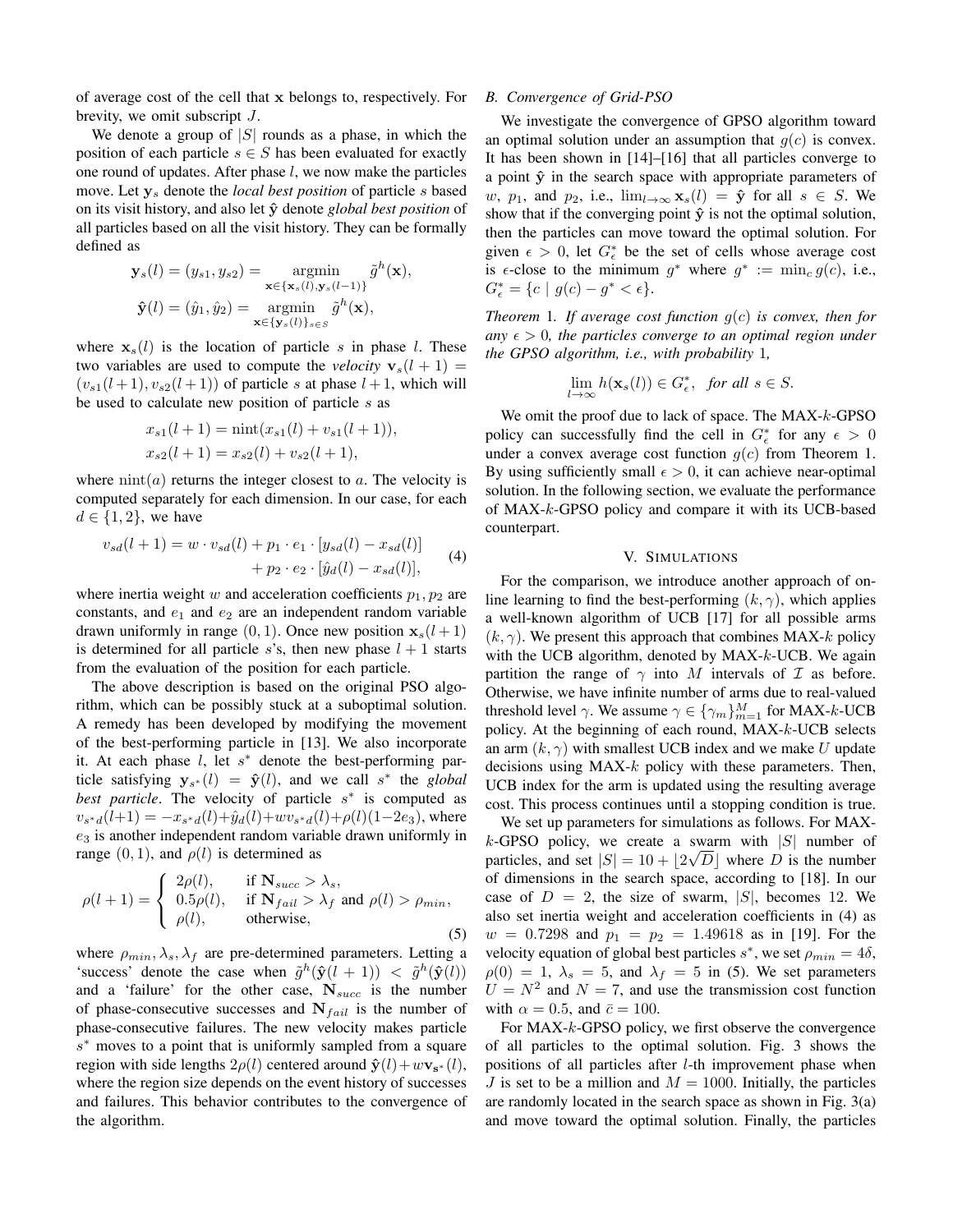of average cost of the cell that $\mathbf{x}$ belongs to, respectively. For brevity, we omit subscript $J$.

We denote a group of $|S|$ rounds as a phase, in which the position of each particle $s \in S$ has been evaluated for exactly one round of updates. After phase $l$, we now make the particles move. Let $\mathbf{y}_s$ denote the *local best position* of particle $s$ based on its visit history, and also let $\hat{\mathbf{y}}$ denote *global best position* of all particles based on all the visit history. They can be formally defined as

$$\mathbf{y}_s(l) = (y_{s1}, y_{s2}) = \underset{\mathbf{x} \in \{\mathbf{x}_s(l), \mathbf{y}_s(l-1)\}}{\operatorname{argmin}} \tilde{g}^h(\mathbf{x}),$$

$$\hat{\mathbf{y}}(l) = (\hat{y}_1, \hat{y}_2) = \underset{\mathbf{x} \in \{\mathbf{y}_s(l)\}_{s \in S}}{\operatorname{argmin}} \tilde{g}^h(\mathbf{x}),$$

where $\mathbf{x}_s(l)$ is the location of particle $s$ in phase $l$. These two variables are used to compute the *velocity* $\mathbf{v}_s(l+1) = (v_{s1}(l+1), v_{s2}(l+1))$ of particle $s$ at phase $l+1$, which will be used to calculate new position of particle $s$ as

$$x_{s1}(l+1) = \operatorname{nint}(x_{s1}(l) + v_{s1}(l+1)),$$

$$x_{s2}(l+1) = x_{s2}(l) + v_{s2}(l+1),$$

where $\operatorname{nint}(a)$ returns the integer closest to $a$. The velocity is computed separately for each dimension. In our case, for each $d \in \{1, 2\}$, we have

$$v_{sd}(l+1) = w \cdot v_{sd}(l) + p_1 \cdot e_1 \cdot [y_{sd}(l) - x_{sd}(l)] + p_2 \cdot e_2 \cdot [\hat{y}_d(l) - x_{sd}(l)], \quad (4)$$

where inertia weight $w$ and acceleration coefficients $p_1, p_2$ are constants, and $e_1$ and $e_2$ are an independent random variable drawn uniformly in range $(0, 1)$. Once new position $\mathbf{x}_s(l+1)$ is determined for all particle $s$'s, then new phase $l+1$ starts from the evaluation of the position for each particle.

The above description is based on the original PSO algorithm, which can be possibly stuck at a suboptimal solution. A remedy has been developed by modifying the movement of the best-performing particle in [13]. We also incorporate it. At each phase $l$, let $s^*$ denote the best-performing particle satisfying $\mathbf{y}_{s^*}(l) = \hat{\mathbf{y}}(l)$, and we call $s^*$ the *global best particle*. The velocity of particle $s^*$ is computed as $v_{s^*d}(l+1) = -x_{s^*d}(l) + \hat{y}_d(l) + w v_{s^*d}(l) + \rho(l)(1 - 2e_3)$, where $e_3$ is another independent random variable drawn uniformly in range $(0, 1)$, and $\rho(l)$ is determined as

$$\rho(l+1) = \begin{cases} 2\rho(l), & \text{if } \mathbf{N}_{succ} > \lambda_s, \\ 0.5\rho(l), & \text{if } \mathbf{N}_{fail} > \lambda_f \text{ and } \rho(l) > \rho_{min}, \\ \rho(l), & \text{otherwise}, \end{cases} \quad (5)$$

where $\rho_{min}, \lambda_s, \lambda_f$ are pre-determined parameters. Letting a 'success' denote the case when $\tilde{g}^h(\hat{\mathbf{y}}(l+1)) < \tilde{g}^h(\hat{\mathbf{y}}(l))$ and a 'failure' for the other case, $\mathbf{N}_{succ}$ is the number of phase-consecutive successes and $\mathbf{N}_{fail}$ is the number of phase-consecutive failures. The new velocity makes particle $s^*$ moves to a point that is uniformly sampled from a square region with side lengths $2\rho(l)$ centered around $\hat{\mathbf{y}}(l) + w\mathbf{v}_{s^*}(l)$, where the region size depends on the event history of successes and failures. This behavior contributes to the convergence of the algorithm.

### B. Convergence of Grid-PSO

We investigate the convergence of GPSO algorithm toward an optimal solution under an assumption that $g(c)$ is convex. It has been shown in [14]–[16] that all particles converge to a point $\hat{\mathbf{y}}$ in the search space with appropriate parameters of $w$, $p_1$, and $p_2$, i.e., $\lim_{l \to \infty} \mathbf{x}_s(l) = \hat{\mathbf{y}}$ for all $s \in S$. We show that if the converging point $\hat{\mathbf{y}}$ is not the optimal solution, then the particles can move toward the optimal solution. For given $\epsilon > 0$, let $G^*_\epsilon$ be the set of cells whose average cost is $\epsilon$-close to the minimum $g^*$ where $g^* := \min_c g(c)$, i.e., $G^*_\epsilon = \{c \mid g(c) - g^* < \epsilon\}$.

*Theorem* 1. *If average cost function $g(c)$ is convex, then for any $\epsilon > 0$, the particles converge to an optimal region under the GPSO algorithm, i.e., with probability* 1*,*

$$\lim_{l \to \infty} h(\mathbf{x}_s(l)) \in G^*_\epsilon, \quad \text{for all } s \in S.$$

We omit the proof due to lack of space. The MAX-$k$-GPSO policy can successfully find the cell in $G^*_\epsilon$ for any $\epsilon > 0$ under a convex average cost function $g(c)$ from Theorem 1. By using sufficiently small $\epsilon > 0$, it can achieve near-optimal solution. In the following section, we evaluate the performance of MAX-$k$-GPSO policy and compare it with its UCB-based counterpart.

## V. Simulations

For the comparison, we introduce another approach of online learning to find the best-performing $(k, \gamma)$, which applies a well-known algorithm of UCB [17] for all possible arms $(k, \gamma)$. We present this approach that combines MAX-$k$ policy with the UCB algorithm, denoted by MAX-$k$-UCB. We again partition the range of $\gamma$ into $M$ intervals of $\mathcal{I}$ as before. Otherwise, we have infinite number of arms due to real-valued threshold level $\gamma$. We assume $\gamma \in \{\gamma_m\}_{m=1}^M$ for MAX-$k$-UCB policy. At the beginning of each round, MAX-$k$-UCB selects an arm $(k, \gamma)$ with smallest UCB index and we make $U$ update decisions using MAX-$k$ policy with these parameters. Then, UCB index for the arm is updated using the resulting average cost. This process continues until a stopping condition is true.

We set up parameters for simulations as follows. For MAX-$k$-GPSO policy, we create a swarm with $|S|$ number of particles, and set $|S| = 10 + \lfloor 2\sqrt{D} \rfloor$ where $D$ is the number of dimensions in the search space, according to [18]. In our case of $D = 2$, the size of swarm, $|S|$, becomes 12. We also set inertia weight and acceleration coefficients in (4) as $w = 0.7298$ and $p_1 = p_2 = 1.49618$ as in [19]. For the velocity equation of global best particles $s^*$, we set $\rho_{min} = 4\delta$, $\rho(0) = 1$, $\lambda_s = 5$, and $\lambda_f = 5$ in (5). We set parameters $U = N^2$ and $N = 7$, and use the transmission cost function with $\alpha = 0.5$, and $\bar{c} = 100$.

For MAX-$k$-GPSO policy, we first observe the convergence of all particles to the optimal solution. Fig. 3 shows the positions of all particles after $l$-th improvement phase when $J$ is set to be a million and $M = 1000$. Initially, the particles are randomly located in the search space as shown in Fig. 3(a) and move toward the optimal solution. Finally, the particles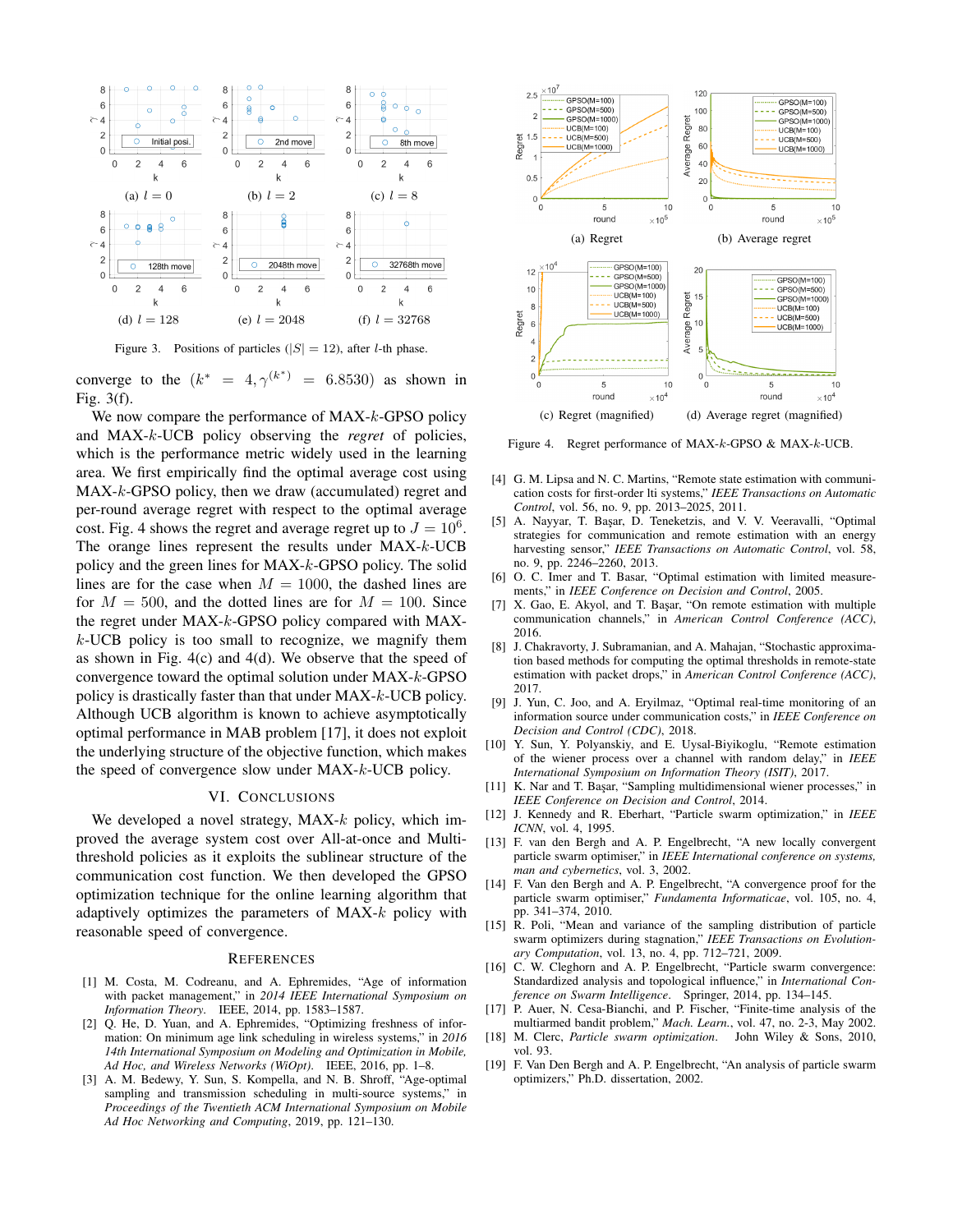8
6
$\gamma$ 4
2
0
0 2 4 6
k
Initial posi.

(a) $l = 0$

8
6
$\gamma$ 4
2
0
0 2 4 6
k
2nd move

(b) $l = 2$

8
6
$\gamma$ 4
2
0
0 2 4 6
k
8th move

(c) $l = 8$

8
6
$\gamma$ 4
2
0
0 2 4 6
k
128th move

(d) $l = 128$

8
6
$\gamma$ 4
2
0
0 2 4 6
k
2048th move

(e) $l = 2048$

8
6
$\gamma$ 4
2
0
0 2 4 6
k
32768th move

(f) $l = 32768$

Figure 3. Positions of particles ($|S| = 12$), after $l$-th phase.

converge to the $(k^* = 4, \gamma^{(k^*)} = 6.8530)$ as shown in Fig. 3(f).

We now compare the performance of MAX-$k$-GPSO policy and MAX-$k$-UCB policy observing the *regret* of policies, which is the performance metric widely used in the learning area. We first empirically find the optimal average cost using MAX-$k$-GPSO policy, then we draw (accumulated) regret and per-round average regret with respect to the optimal average cost. Fig. 4 shows the regret and average regret up to $J = 10^6$. The orange lines represent the results under MAX-$k$-UCB policy and the green lines for MAX-$k$-GPSO policy. The solid lines are for the case when $M = 1000$, the dashed lines are for $M = 500$, and the dotted lines are for $M = 100$. Since the regret under MAX-$k$-GPSO policy compared with MAX-$k$-UCB policy is too small to recognize, we magnify them as shown in Fig. 4(c) and 4(d). We observe that the speed of convergence toward the optimal solution under MAX-$k$-GPSO policy is drastically faster than that under MAX-$k$-UCB policy. Although UCB algorithm is known to achieve asymptotically optimal performance in MAB problem [17], it does not exploit the underlying structure of the objective function, which makes the speed of convergence slow under MAX-$k$-UCB policy.

## VI. Conclusions

We developed a novel strategy, MAX-$k$ policy, which improved the average system cost over All-at-once and Multi-threshold policies as it exploits the sublinear structure of the communication cost function. We then developed the GPSO optimization technique for the online learning algorithm that adaptively optimizes the parameters of MAX-$k$ policy with reasonable speed of convergence.

$\times 10^7$
2.5
2
1.5
1
0.5
0
Regret
0 5 10
round
$\times 10^5$
GPSO(M=100)
GPSO(M=500)
GPSO(M=1000)
UCB(M=100)
UCB(M=500)
UCB(M=1000)

(a) Regret

120
100
80
60
40
20
0
Average Regret
0 5 10
round
$\times 10^5$
GPSO(M=100)
GPSO(M=500)
GPSO(M=1000)
UCB(M=100)
UCB(M=500)
UCB(M=1000)

(b) Average regret

$\times 10^4$
12
10
8
6
4
2
0
Regret
0 5 10
round
$\times 10^4$
GPSO(M=100)
GPSO(M=500)
GPSO(M=1000)
UCB(M=100)
UCB(M=500)
UCB(M=1000)

(c) Regret (magnified)

20
15
10
5
0
Average Regret
0 5 10
round
$\times 10^4$
GPSO(M=100)
GPSO(M=500)
GPSO(M=1000)
UCB(M=100)
UCB(M=500)
UCB(M=1000)

(d) Average regret (magnified)

Figure 4. Regret performance of MAX-$k$-GPSO & MAX-$k$-UCB.

## References

[1] M. Costa, M. Codreanu, and A. Ephremides, "Age of information with packet management," in *2014 IEEE International Symposium on Information Theory*. IEEE, 2014, pp. 1583–1587.

[2] Q. He, D. Yuan, and A. Ephremides, "Optimizing freshness of information: On minimum age link scheduling in wireless systems," in *2016 14th International Symposium on Modeling and Optimization in Mobile, Ad Hoc, and Wireless Networks (WiOpt)*. IEEE, 2016, pp. 1–8.

[3] A. M. Bedewy, Y. Sun, S. Kompella, and N. B. Shroff, "Age-optimal sampling and transmission scheduling in multi-source systems," in *Proceedings of the Twentieth ACM International Symposium on Mobile Ad Hoc Networking and Computing*, 2019, pp. 121–130.

[4] G. M. Lipsa and N. C. Martins, "Remote state estimation with communication costs for first-order lti systems," *IEEE Transactions on Automatic Control*, vol. 56, no. 9, pp. 2013–2025, 2011.

[5] A. Nayyar, T. Başar, D. Teneketzis, and V. V. Veeravalli, "Optimal strategies for communication and remote estimation with an energy harvesting sensor," *IEEE Transactions on Automatic Control*, vol. 58, no. 9, pp. 2246–2260, 2013.

[6] O. C. Imer and T. Basar, "Optimal estimation with limited measurements," in *IEEE Conference on Decision and Control*, 2005.

[7] X. Gao, E. Akyol, and T. Başar, "On remote estimation with multiple communication channels," in *American Control Conference (ACC)*, 2016.

[8] J. Chakravorty, J. Subramanian, and A. Mahajan, "Stochastic approximation based methods for computing the optimal thresholds in remote-state estimation with packet drops," in *American Control Conference (ACC)*, 2017.

[9] J. Yun, C. Joo, and A. Eryilmaz, "Optimal real-time monitoring of an information source under communication costs," in *IEEE Conference on Decision and Control (CDC)*, 2018.

[10] X. Sun, Y. Polyanskiy, and E. Uysal-Biyikoglu, "Remote estimation of the wiener process over a channel with random delay," in *IEEE International Symposium on Information Theory (ISIT)*, 2017.

[11] K. Nar and T. Başar, "Sampling multidimensional wiener processes," in *IEEE Conference on Decision and Control*, 2014.

[12] J. Kennedy and R. Eberhart, "Particle swarm optimization," in *IEEE ICNN*, vol. 4, 1995.

[13] F. van den Bergh and A. P. Engelbrecht, "A new locally convergent particle swarm optimiser," in *IEEE International conference on systems, man and cybernetics*, vol. 3, 2002.

[14] F. Van den Bergh and A. P. Engelbrecht, "A convergence proof for the particle swarm optimiser," *Fundamenta Informaticae*, vol. 105, no. 4, pp. 341–374, 2010.

[15] R. Poli, "Mean and variance of the sampling distribution of particle swarm optimizers during stagnation," *IEEE Transactions on Evolutionary Computation*, vol. 13, no. 4, pp. 712–721, 2009.

[16] C. W. Cleghorn and A. P. Engelbrecht, "Particle swarm convergence: Standardized analysis and topological influence," in *International Conference on Swarm Intelligence*. Springer, 2014, pp. 134–145.

[17] P. Auer, N. Cesa-Bianchi, and P. Fischer, "Finite-time analysis of the multiarmed bandit problem," *Mach. Learn.*, vol. 47, no. 2-3, May 2002.

[18] M. Clerc, *Particle swarm optimization*. John Wiley & Sons, 2010, vol. 93.

[19] F. Van Den Bergh and A. P. Engelbrecht, "An analysis of particle swarm optimizers," Ph.D. dissertation, 2002.